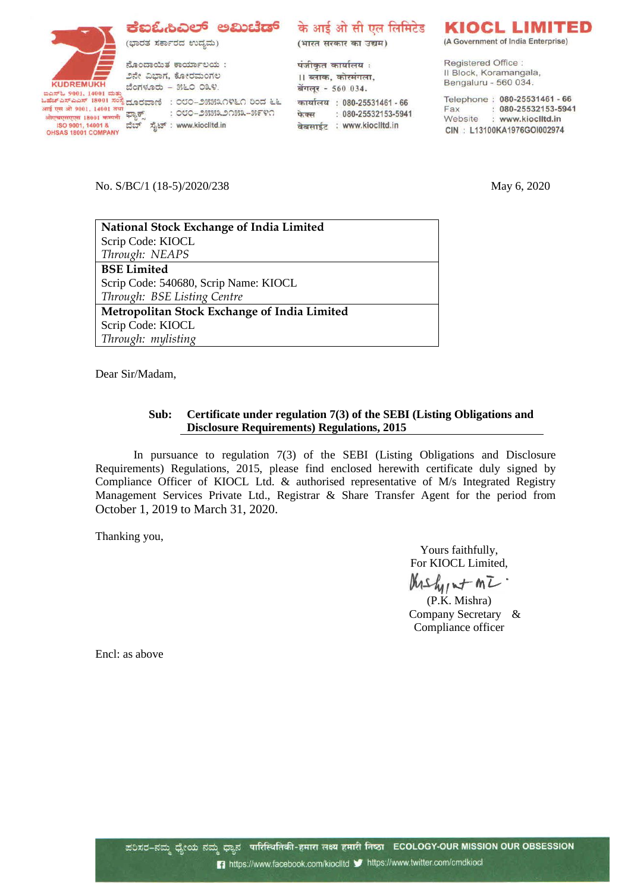**KIOCL LIMITED**
(A Government of India Enterprise)

ಕೆಐಓಸಿಎಲ್ ಲಿಮಿಟೆಡ್
(ಭಾರತ ಸರ್ಕಾರದ ಉದ್ಯಮ)

के आई ओ सी एल लिमिटेड
(भारत सरकार का उद्यम)

KUDREMUKH
ISO 9001, 14001 & OHSAS 18001 COMPANY

ನೊಂದಾಯಿತ ಕಾರ್ಯಾಲಯ :
2ನೇ ವಿಭಾಗ, ಕೋರಮಂಗಲ
ಬೆಂಗಳೂರು – 560 034.
ದೂರವಾಣಿ : 080-25531461 ರಿಂದ 66
ಫ್ಯಾಕ್ಸ್ : 080-25532153-5941
ವೆಬ್ ಸೈಟ್ : www.kioclltd.in

पंजीकृत कार्यालय :
II ब्लाक, कोरमंगला,
बेंगलूर - 560 034.
कार्यालय : 080-25531461 - 66
फैक्स : 080-25532153-5941
वेबसाईट : www.kioclltd.in

Registered Office :
II Block, Koramangala,
Bengaluru - 560 034.
Telephone : 080-25531461 - 66
Fax : 080-25532153-5941
Website : www.kioclltd.in
CIN : L13100KA1976GOI002974

No. S/BC/1 (18-5)/2020/238

May 6, 2020

| |
|---|
| **National Stock Exchange of India Limited**<br>Scrip Code: KIOCL<br>*Through: NEAPS* |
| **BSE Limited**<br>Scrip Code: 540680, Scrip Name: KIOCL<br>*Through: BSE Listing Centre* |
| **Metropolitan Stock Exchange of India Limited**<br>Scrip Code: KIOCL<br>*Through: mylisting* |

Dear Sir/Madam,

**Sub: Certificate under regulation 7(3) of the SEBI (Listing Obligations and Disclosure Requirements) Regulations, 2015**

In pursuance to regulation 7(3) of the SEBI (Listing Obligations and Disclosure Requirements) Regulations, 2015, please find enclosed herewith certificate duly signed by Compliance Officer of KIOCL Ltd. & authorised representative of M/s Integrated Registry Management Services Private Ltd., Registrar & Share Transfer Agent for the period from October 1, 2019 to March 31, 2020.

Thanking you,

Yours faithfully,
For KIOCL Limited,

(P.K. Mishra)
Company Secretary &
Compliance officer

Encl: as above

ಪರಿಸರ-ನಮ್ಮ ಧ್ಯೇಯ ನಮ್ಮ ಧ್ಯಾನ पारिस्थितिकी-हमारा लक्ष्य हमारी निष्ठा ECOLOGY-OUR MISSION OUR OBSESSION
https://www.facebook.com/kioclltd https://www.twitter.com/cmdkiocl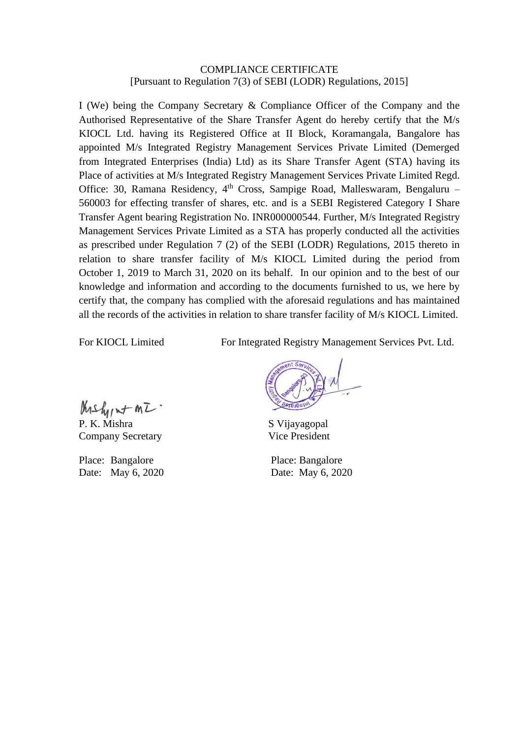COMPLIANCE CERTIFICATE
[Pursuant to Regulation 7(3) of SEBI (LODR) Regulations, 2015]

I (We) being the Company Secretary & Compliance Officer of the Company and the Authorised Representative of the Share Transfer Agent do hereby certify that the M/s KIOCL Ltd. having its Registered Office at II Block, Koramangala, Bangalore has appointed M/s Integrated Registry Management Services Private Limited (Demerged from Integrated Enterprises (India) Ltd) as its Share Transfer Agent (STA) having its Place of activities at M/s Integrated Registry Management Services Private Limited Regd. Office: 30, Ramana Residency, 4th Cross, Sampige Road, Malleswaram, Bengaluru – 560003 for effecting transfer of shares, etc. and is a SEBI Registered Category I Share Transfer Agent bearing Registration No. INR000000544. Further, M/s Integrated Registry Management Services Private Limited as a STA has properly conducted all the activities as prescribed under Regulation 7 (2) of the SEBI (LODR) Regulations, 2015 thereto in relation to share transfer facility of M/s KIOCL Limited during the period from October 1, 2019 to March 31, 2020 on its behalf. In our opinion and to the best of our knowledge and information and according to the documents furnished to us, we here by certify that, the company has complied with the aforesaid regulations and has maintained all the records of the activities in relation to share transfer facility of M/s KIOCL Limited.

For KIOCL Limited

P. K. Mishra
Company Secretary

Place: Bangalore
Date: May 6, 2020

For Integrated Registry Management Services Pvt. Ltd.

S Vijayagopal
Vice President

Place: Bangalore
Date: May 6, 2020